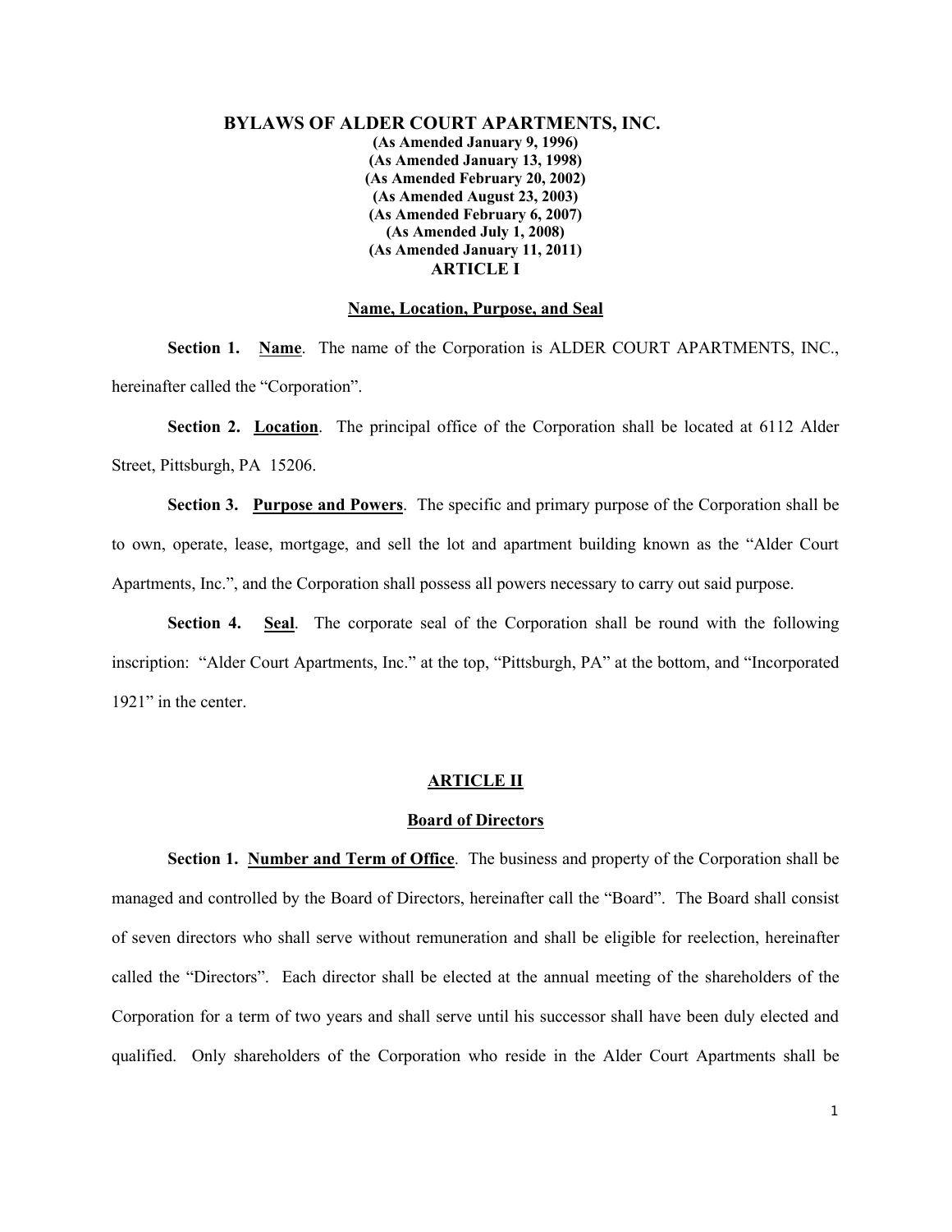# BYLAWS OF ALDER COURT APARTMENTS, INC.

**(As Amended January 9, 1996)**
**(As Amended January 13, 1998)**
**(As Amended February 20, 2002)**
**(As Amended August 23, 2003)**
**(As Amended February 6, 2007)**
**(As Amended July 1, 2008)**
**(As Amended January 11, 2011)**

## ARTICLE I

### Name, Location, Purpose, and Seal

**Section 1. Name**. The name of the Corporation is ALDER COURT APARTMENTS, INC., hereinafter called the "Corporation".

**Section 2. Location**. The principal office of the Corporation shall be located at 6112 Alder Street, Pittsburgh, PA 15206.

**Section 3. Purpose and Powers**. The specific and primary purpose of the Corporation shall be to own, operate, lease, mortgage, and sell the lot and apartment building known as the "Alder Court Apartments, Inc.", and the Corporation shall possess all powers necessary to carry out said purpose.

**Section 4. Seal**. The corporate seal of the Corporation shall be round with the following inscription: "Alder Court Apartments, Inc." at the top, "Pittsburgh, PA" at the bottom, and "Incorporated 1921" in the center.

## ARTICLE II

### Board of Directors

**Section 1. Number and Term of Office**. The business and property of the Corporation shall be managed and controlled by the Board of Directors, hereinafter call the "Board". The Board shall consist of seven directors who shall serve without remuneration and shall be eligible for reelection, hereinafter called the "Directors". Each director shall be elected at the annual meeting of the shareholders of the Corporation for a term of two years and shall serve until his successor shall have been duly elected and qualified. Only shareholders of the Corporation who reside in the Alder Court Apartments shall be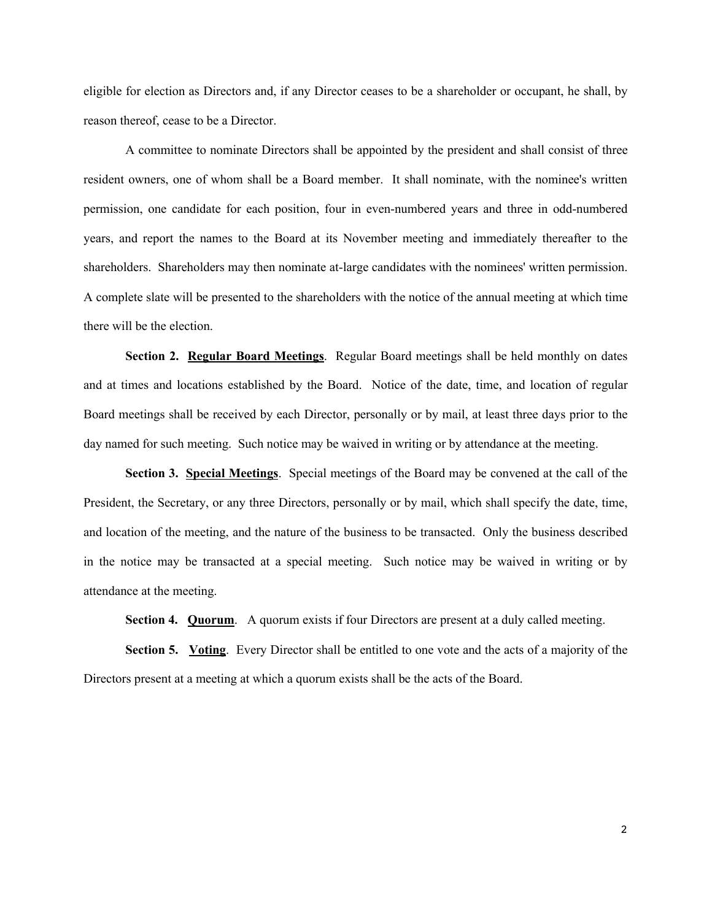eligible for election as Directors and, if any Director ceases to be a shareholder or occupant, he shall, by reason thereof, cease to be a Director.

A committee to nominate Directors shall be appointed by the president and shall consist of three resident owners, one of whom shall be a Board member. It shall nominate, with the nominee's written permission, one candidate for each position, four in even-numbered years and three in odd-numbered years, and report the names to the Board at its November meeting and immediately thereafter to the shareholders. Shareholders may then nominate at-large candidates with the nominees' written permission. A complete slate will be presented to the shareholders with the notice of the annual meeting at which time there will be the election.

**Section 2. <u>Regular Board Meetings</u>**. Regular Board meetings shall be held monthly on dates and at times and locations established by the Board. Notice of the date, time, and location of regular Board meetings shall be received by each Director, personally or by mail, at least three days prior to the day named for such meeting. Such notice may be waived in writing or by attendance at the meeting.

**Section 3. <u>Special Meetings</u>**. Special meetings of the Board may be convened at the call of the President, the Secretary, or any three Directors, personally or by mail, which shall specify the date, time, and location of the meeting, and the nature of the business to be transacted. Only the business described in the notice may be transacted at a special meeting. Such notice may be waived in writing or by attendance at the meeting.

**Section 4. <u>Quorum</u>**. A quorum exists if four Directors are present at a duly called meeting.

**Section 5. <u>Voting</u>**. Every Director shall be entitled to one vote and the acts of a majority of the Directors present at a meeting at which a quorum exists shall be the acts of the Board.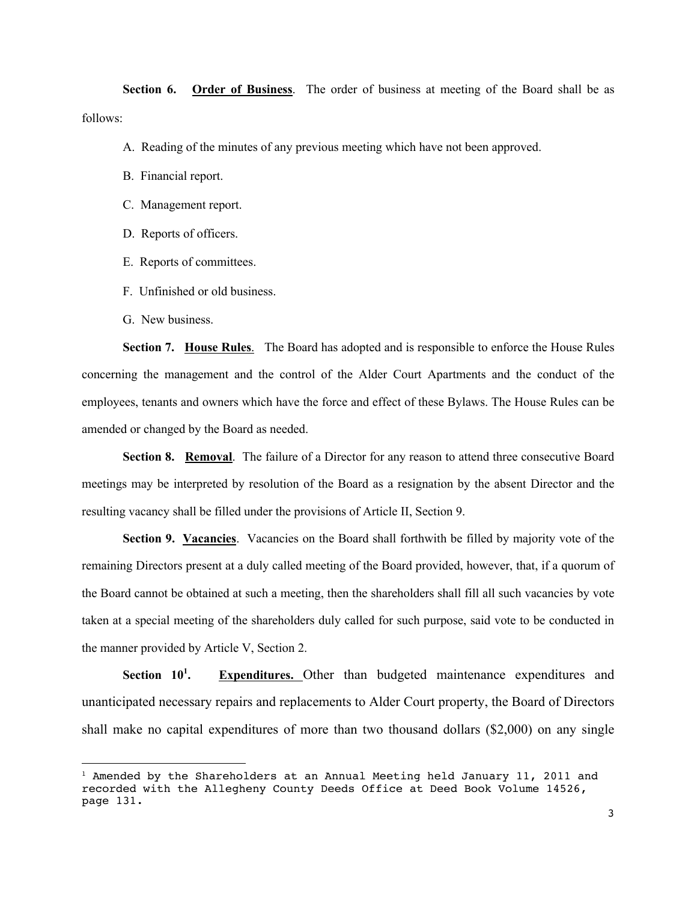**Section 6.** **Order of Business**. The order of business at meeting of the Board shall be as follows:

A. Reading of the minutes of any previous meeting which have not been approved.

B. Financial report.

C. Management report.

D. Reports of officers.

E. Reports of committees.

F. Unfinished or old business.

G. New business.

**Section 7.** **House Rules**. The Board has adopted and is responsible to enforce the House Rules concerning the management and the control of the Alder Court Apartments and the conduct of the employees, tenants and owners which have the force and effect of these Bylaws. The House Rules can be amended or changed by the Board as needed.

**Section 8.** **Removal**. The failure of a Director for any reason to attend three consecutive Board meetings may be interpreted by resolution of the Board as a resignation by the absent Director and the resulting vacancy shall be filled under the provisions of Article II, Section 9.

**Section 9.** **Vacancies**. Vacancies on the Board shall forthwith be filled by majority vote of the remaining Directors present at a duly called meeting of the Board provided, however, that, if a quorum of the Board cannot be obtained at such a meeting, then the shareholders shall fill all such vacancies by vote taken at a special meeting of the shareholders duly called for such purpose, said vote to be conducted in the manner provided by Article V, Section 2.

**Section 10[1].** **Expenditures.** Other than budgeted maintenance expenditures and unanticipated necessary repairs and replacements to Alder Court property, the Board of Directors shall make no capital expenditures of more than two thousand dollars ($2,000) on any single

---

[1] Amended by the Shareholders at an Annual Meeting held January 11, 2011 and recorded with the Allegheny County Deeds Office at Deed Book Volume 14526, page 131.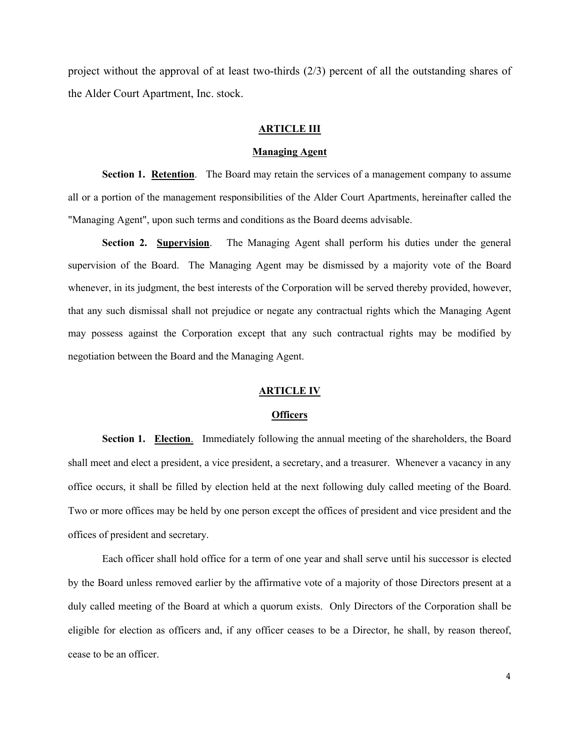project without the approval of at least two-thirds (2/3) percent of all the outstanding shares of the Alder Court Apartment, Inc. stock.

## ARTICLE III

## Managing Agent

**Section 1. Retention**. The Board may retain the services of a management company to assume all or a portion of the management responsibilities of the Alder Court Apartments, hereinafter called the "Managing Agent", upon such terms and conditions as the Board deems advisable.

**Section 2. Supervision**. The Managing Agent shall perform his duties under the general supervision of the Board. The Managing Agent may be dismissed by a majority vote of the Board whenever, in its judgment, the best interests of the Corporation will be served thereby provided, however, that any such dismissal shall not prejudice or negate any contractual rights which the Managing Agent may possess against the Corporation except that any such contractual rights may be modified by negotiation between the Board and the Managing Agent.

## ARTICLE IV

## Officers

**Section 1. Election**. Immediately following the annual meeting of the shareholders, the Board shall meet and elect a president, a vice president, a secretary, and a treasurer. Whenever a vacancy in any office occurs, it shall be filled by election held at the next following duly called meeting of the Board. Two or more offices may be held by one person except the offices of president and vice president and the offices of president and secretary.

Each officer shall hold office for a term of one year and shall serve until his successor is elected by the Board unless removed earlier by the affirmative vote of a majority of those Directors present at a duly called meeting of the Board at which a quorum exists. Only Directors of the Corporation shall be eligible for election as officers and, if any officer ceases to be a Director, he shall, by reason thereof, cease to be an officer.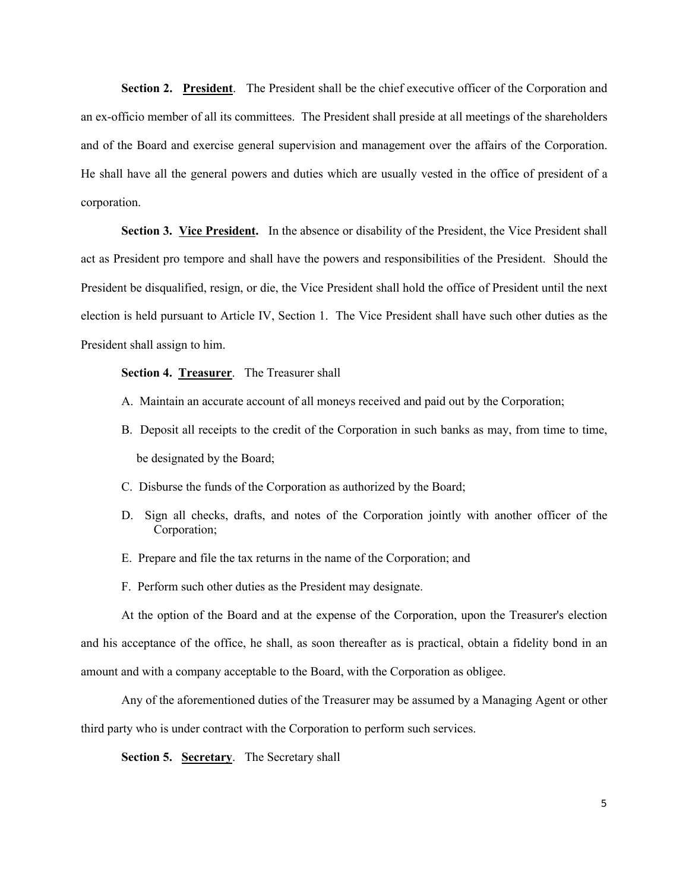**Section 2. <u>President</u>**. The President shall be the chief executive officer of the Corporation and an ex-officio member of all its committees. The President shall preside at all meetings of the shareholders and of the Board and exercise general supervision and management over the affairs of the Corporation. He shall have all the general powers and duties which are usually vested in the office of president of a corporation.

**Section 3. <u>Vice President</u>.** In the absence or disability of the President, the Vice President shall act as President pro tempore and shall have the powers and responsibilities of the President. Should the President be disqualified, resign, or die, the Vice President shall hold the office of President until the next election is held pursuant to Article IV, Section 1. The Vice President shall have such other duties as the President shall assign to him.

**Section 4. <u>Treasurer</u>**. The Treasurer shall

A. Maintain an accurate account of all moneys received and paid out by the Corporation;

B. Deposit all receipts to the credit of the Corporation in such banks as may, from time to time, be designated by the Board;

C. Disburse the funds of the Corporation as authorized by the Board;

D. Sign all checks, drafts, and notes of the Corporation jointly with another officer of the Corporation;

E. Prepare and file the tax returns in the name of the Corporation; and

F. Perform such other duties as the President may designate.

At the option of the Board and at the expense of the Corporation, upon the Treasurer's election and his acceptance of the office, he shall, as soon thereafter as is practical, obtain a fidelity bond in an amount and with a company acceptable to the Board, with the Corporation as obligee.

Any of the aforementioned duties of the Treasurer may be assumed by a Managing Agent or other third party who is under contract with the Corporation to perform such services.

**Section 5. <u>Secretary</u>**. The Secretary shall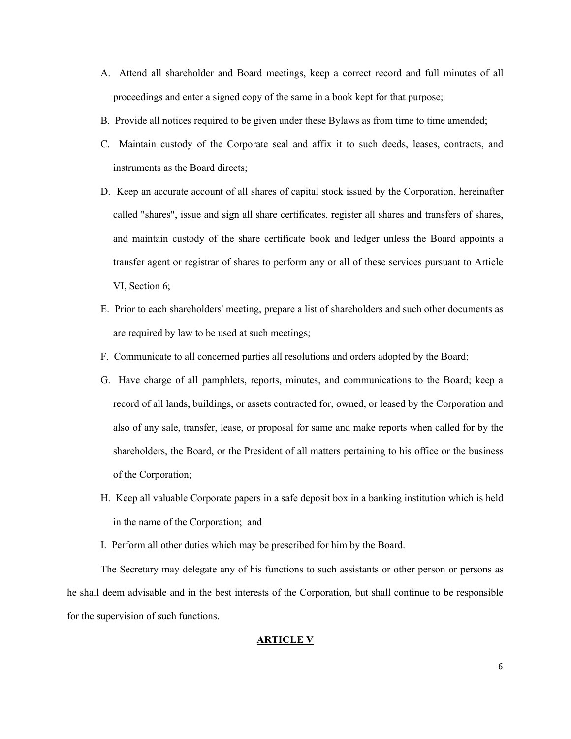A. Attend all shareholder and Board meetings, keep a correct record and full minutes of all proceedings and enter a signed copy of the same in a book kept for that purpose;

B. Provide all notices required to be given under these Bylaws as from time to time amended;

C. Maintain custody of the Corporate seal and affix it to such deeds, leases, contracts, and instruments as the Board directs;

D. Keep an accurate account of all shares of capital stock issued by the Corporation, hereinafter called "shares", issue and sign all share certificates, register all shares and transfers of shares, and maintain custody of the share certificate book and ledger unless the Board appoints a transfer agent or registrar of shares to perform any or all of these services pursuant to Article VI, Section 6;

E. Prior to each shareholders' meeting, prepare a list of shareholders and such other documents as are required by law to be used at such meetings;

F. Communicate to all concerned parties all resolutions and orders adopted by the Board;

G. Have charge of all pamphlets, reports, minutes, and communications to the Board; keep a record of all lands, buildings, or assets contracted for, owned, or leased by the Corporation and also of any sale, transfer, lease, or proposal for same and make reports when called for by the shareholders, the Board, or the President of all matters pertaining to his office or the business of the Corporation;

H. Keep all valuable Corporate papers in a safe deposit box in a banking institution which is held in the name of the Corporation; and

I. Perform all other duties which may be prescribed for him by the Board.

The Secretary may delegate any of his functions to such assistants or other person or persons as he shall deem advisable and in the best interests of the Corporation, but shall continue to be responsible for the supervision of such functions.

## ARTICLE V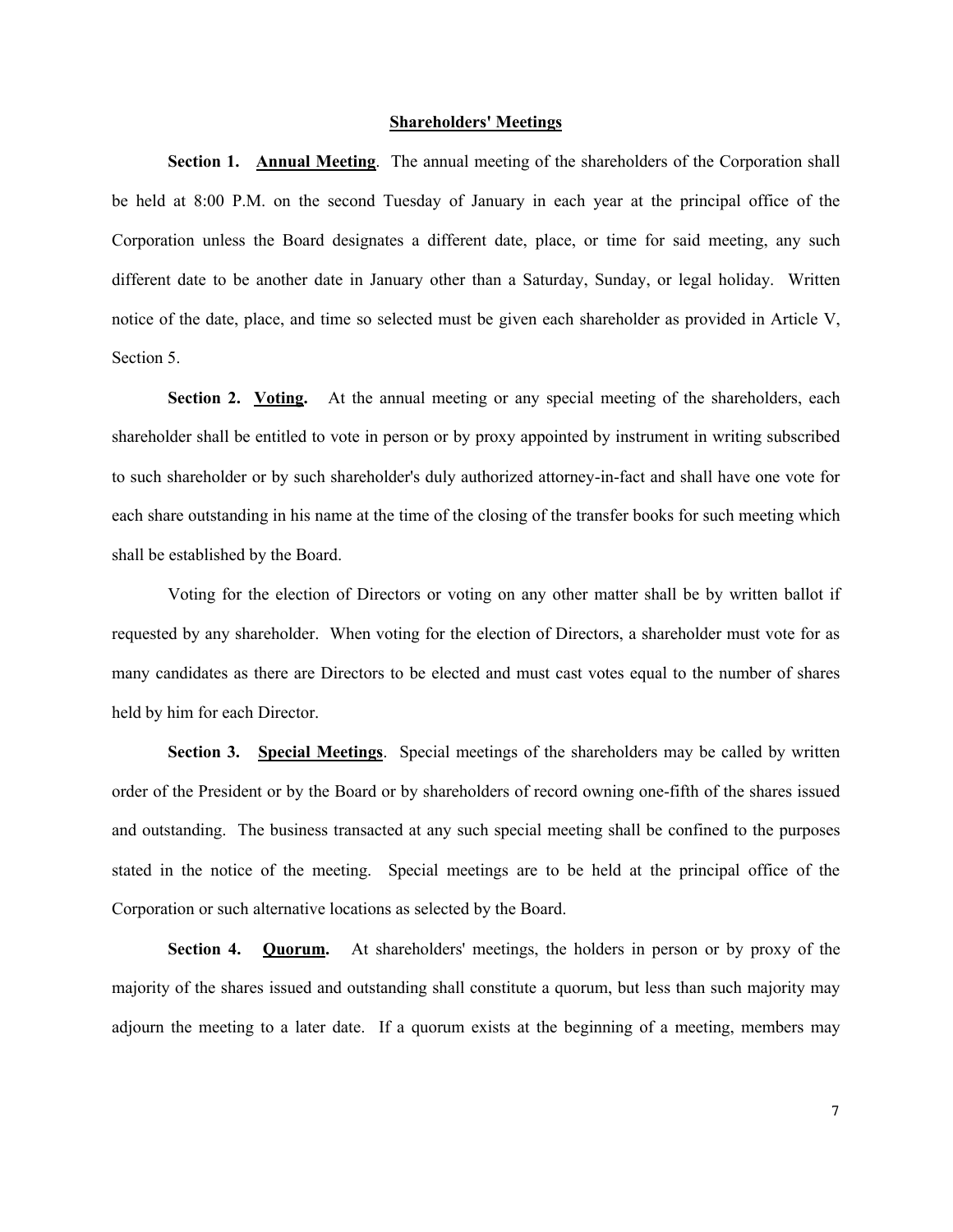## Shareholders' Meetings

**Section 1. Annual Meeting**. The annual meeting of the shareholders of the Corporation shall be held at 8:00 P.M. on the second Tuesday of January in each year at the principal office of the Corporation unless the Board designates a different date, place, or time for said meeting, any such different date to be another date in January other than a Saturday, Sunday, or legal holiday. Written notice of the date, place, and time so selected must be given each shareholder as provided in Article V, Section 5.

**Section 2. Voting.** At the annual meeting or any special meeting of the shareholders, each shareholder shall be entitled to vote in person or by proxy appointed by instrument in writing subscribed to such shareholder or by such shareholder's duly authorized attorney-in-fact and shall have one vote for each share outstanding in his name at the time of the closing of the transfer books for such meeting which shall be established by the Board.

Voting for the election of Directors or voting on any other matter shall be by written ballot if requested by any shareholder. When voting for the election of Directors, a shareholder must vote for as many candidates as there are Directors to be elected and must cast votes equal to the number of shares held by him for each Director.

**Section 3. Special Meetings**. Special meetings of the shareholders may be called by written order of the President or by the Board or by shareholders of record owning one-fifth of the shares issued and outstanding. The business transacted at any such special meeting shall be confined to the purposes stated in the notice of the meeting. Special meetings are to be held at the principal office of the Corporation or such alternative locations as selected by the Board.

**Section 4. Quorum.** At shareholders' meetings, the holders in person or by proxy of the majority of the shares issued and outstanding shall constitute a quorum, but less than such majority may adjourn the meeting to a later date. If a quorum exists at the beginning of a meeting, members may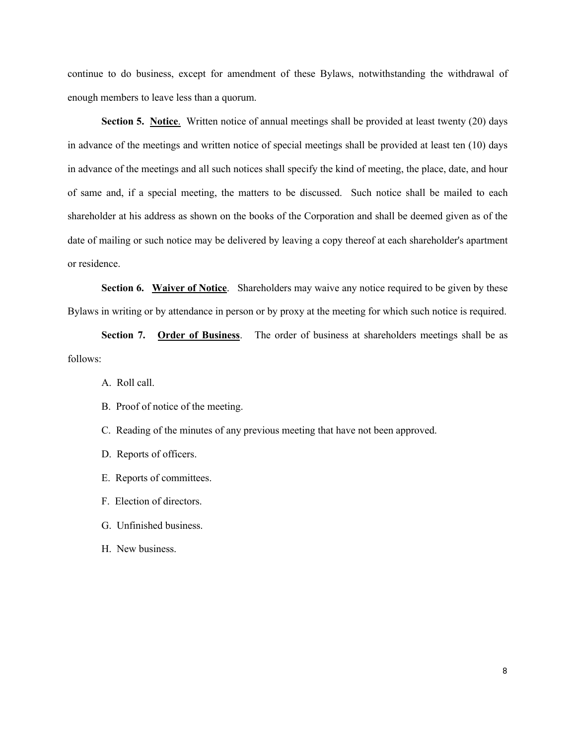continue to do business, except for amendment of these Bylaws, notwithstanding the withdrawal of enough members to leave less than a quorum.

**Section 5. Notice**. Written notice of annual meetings shall be provided at least twenty (20) days in advance of the meetings and written notice of special meetings shall be provided at least ten (10) days in advance of the meetings and all such notices shall specify the kind of meeting, the place, date, and hour of same and, if a special meeting, the matters to be discussed. Such notice shall be mailed to each shareholder at his address as shown on the books of the Corporation and shall be deemed given as of the date of mailing or such notice may be delivered by leaving a copy thereof at each shareholder's apartment or residence.

**Section 6. Waiver of Notice**. Shareholders may waive any notice required to be given by these Bylaws in writing or by attendance in person or by proxy at the meeting for which such notice is required.

**Section 7. Order of Business**. The order of business at shareholders meetings shall be as follows:

A. Roll call.

B. Proof of notice of the meeting.

C. Reading of the minutes of any previous meeting that have not been approved.

D. Reports of officers.

E. Reports of committees.

F. Election of directors.

G. Unfinished business.

H. New business.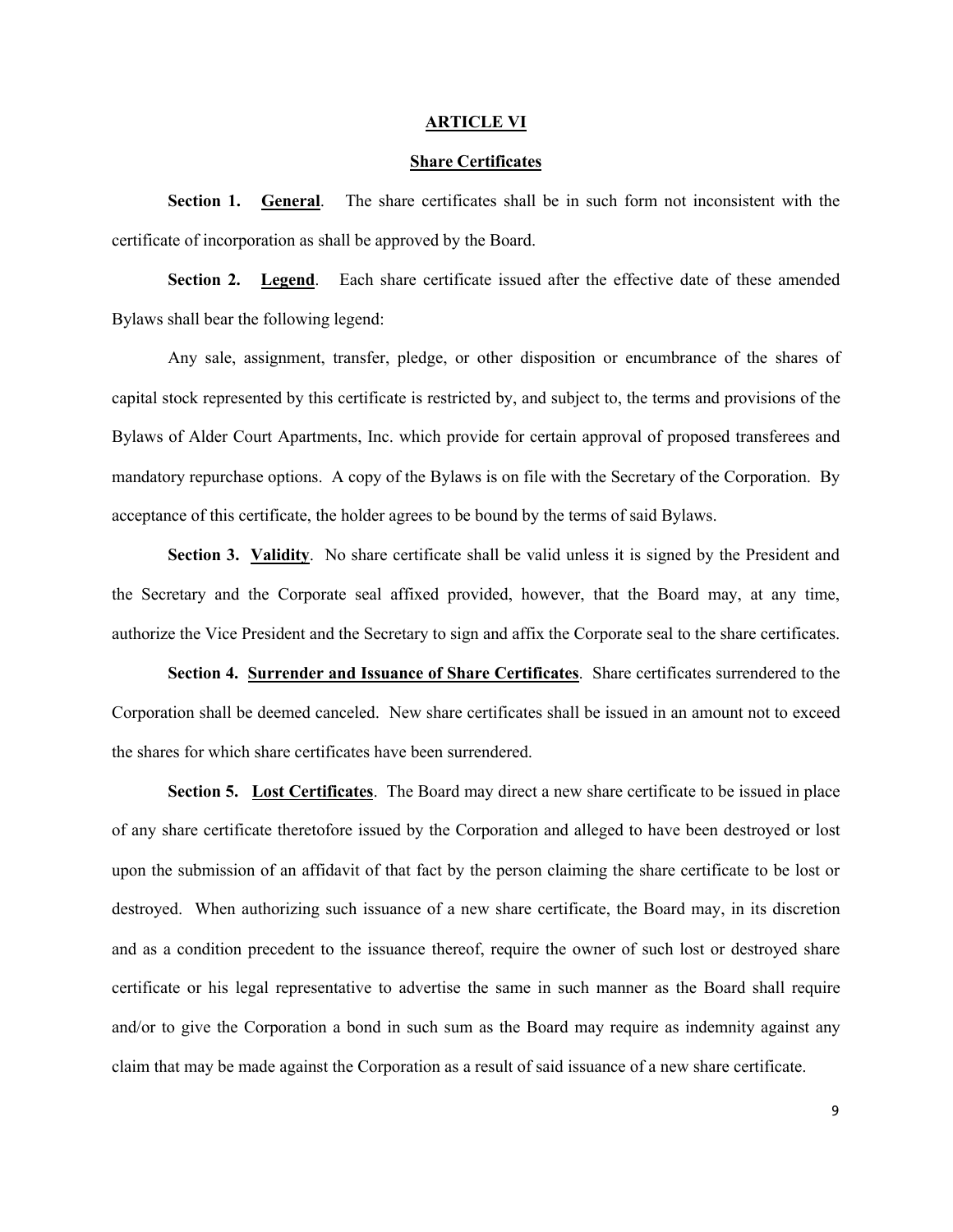## ARTICLE VI

### Share Certificates

**Section 1. General.** The share certificates shall be in such form not inconsistent with the certificate of incorporation as shall be approved by the Board.

**Section 2. Legend.** Each share certificate issued after the effective date of these amended Bylaws shall bear the following legend:

Any sale, assignment, transfer, pledge, or other disposition or encumbrance of the shares of capital stock represented by this certificate is restricted by, and subject to, the terms and provisions of the Bylaws of Alder Court Apartments, Inc. which provide for certain approval of proposed transferees and mandatory repurchase options. A copy of the Bylaws is on file with the Secretary of the Corporation. By acceptance of this certificate, the holder agrees to be bound by the terms of said Bylaws.

**Section 3. Validity.** No share certificate shall be valid unless it is signed by the President and the Secretary and the Corporate seal affixed provided, however, that the Board may, at any time, authorize the Vice President and the Secretary to sign and affix the Corporate seal to the share certificates.

**Section 4. Surrender and Issuance of Share Certificates.** Share certificates surrendered to the Corporation shall be deemed canceled. New share certificates shall be issued in an amount not to exceed the shares for which share certificates have been surrendered.

**Section 5. Lost Certificates.** The Board may direct a new share certificate to be issued in place of any share certificate theretofore issued by the Corporation and alleged to have been destroyed or lost upon the submission of an affidavit of that fact by the person claiming the share certificate to be lost or destroyed. When authorizing such issuance of a new share certificate, the Board may, in its discretion and as a condition precedent to the issuance thereof, require the owner of such lost or destroyed share certificate or his legal representative to advertise the same in such manner as the Board shall require and/or to give the Corporation a bond in such sum as the Board may require as indemnity against any claim that may be made against the Corporation as a result of said issuance of a new share certificate.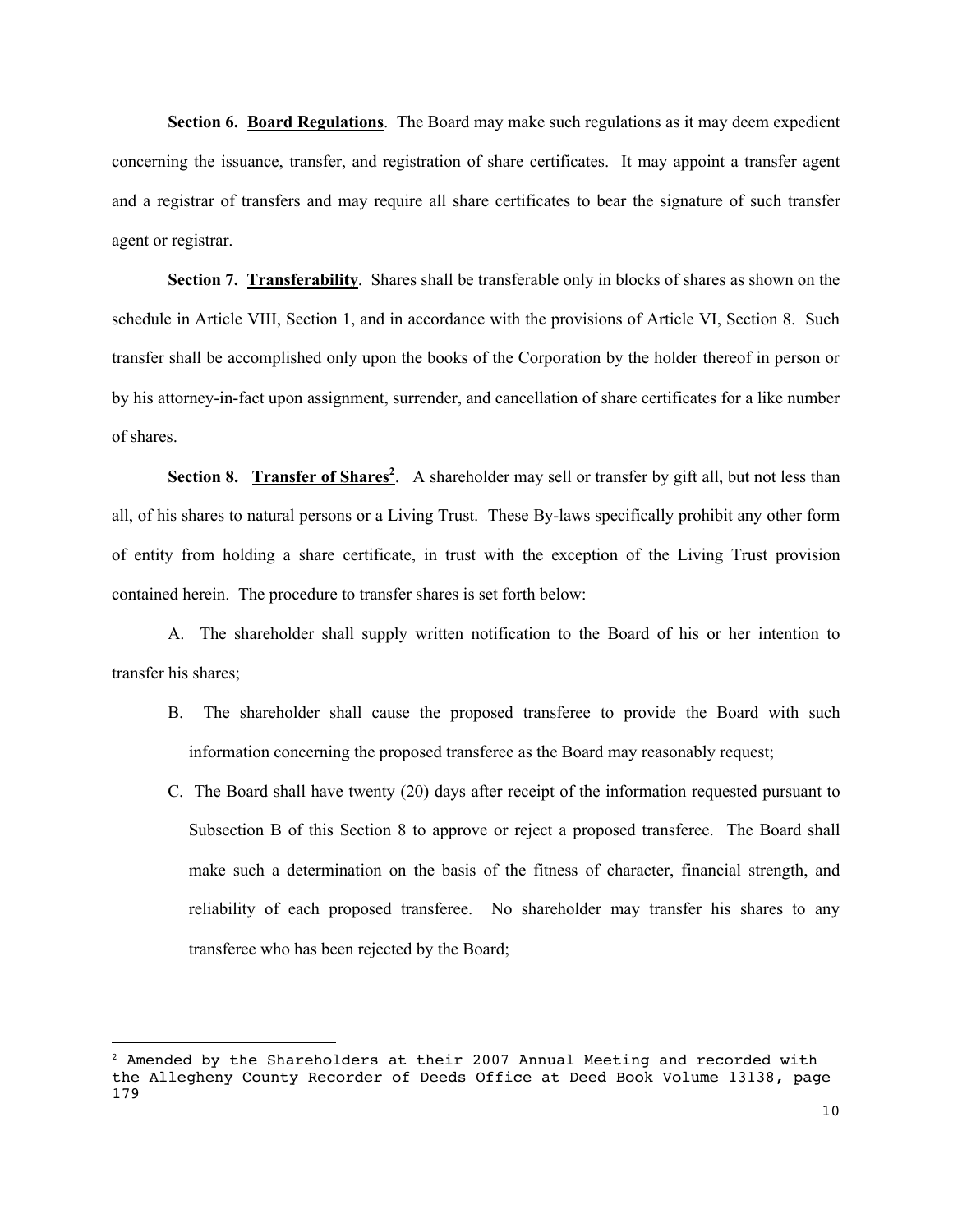**Section 6. Board Regulations**. The Board may make such regulations as it may deem expedient concerning the issuance, transfer, and registration of share certificates. It may appoint a transfer agent and a registrar of transfers and may require all share certificates to bear the signature of such transfer agent or registrar.

**Section 7. Transferability**. Shares shall be transferable only in blocks of shares as shown on the schedule in Article VIII, Section 1, and in accordance with the provisions of Article VI, Section 8. Such transfer shall be accomplished only upon the books of the Corporation by the holder thereof in person or by his attorney-in-fact upon assignment, surrender, and cancellation of share certificates for a like number of shares.

**Section 8. Transfer of Shares[2]**. A shareholder may sell or transfer by gift all, but not less than all, of his shares to natural persons or a Living Trust. These By-laws specifically prohibit any other form of entity from holding a share certificate, in trust with the exception of the Living Trust provision contained herein. The procedure to transfer shares is set forth below:

A. The shareholder shall supply written notification to the Board of his or her intention to transfer his shares;

B. The shareholder shall cause the proposed transferee to provide the Board with such information concerning the proposed transferee as the Board may reasonably request;

C. The Board shall have twenty (20) days after receipt of the information requested pursuant to Subsection B of this Section 8 to approve or reject a proposed transferee. The Board shall make such a determination on the basis of the fitness of character, financial strength, and reliability of each proposed transferee. No shareholder may transfer his shares to any transferee who has been rejected by the Board;

---

[2] Amended by the Shareholders at their 2007 Annual Meeting and recorded with the Allegheny County Recorder of Deeds Office at Deed Book Volume 13138, page 179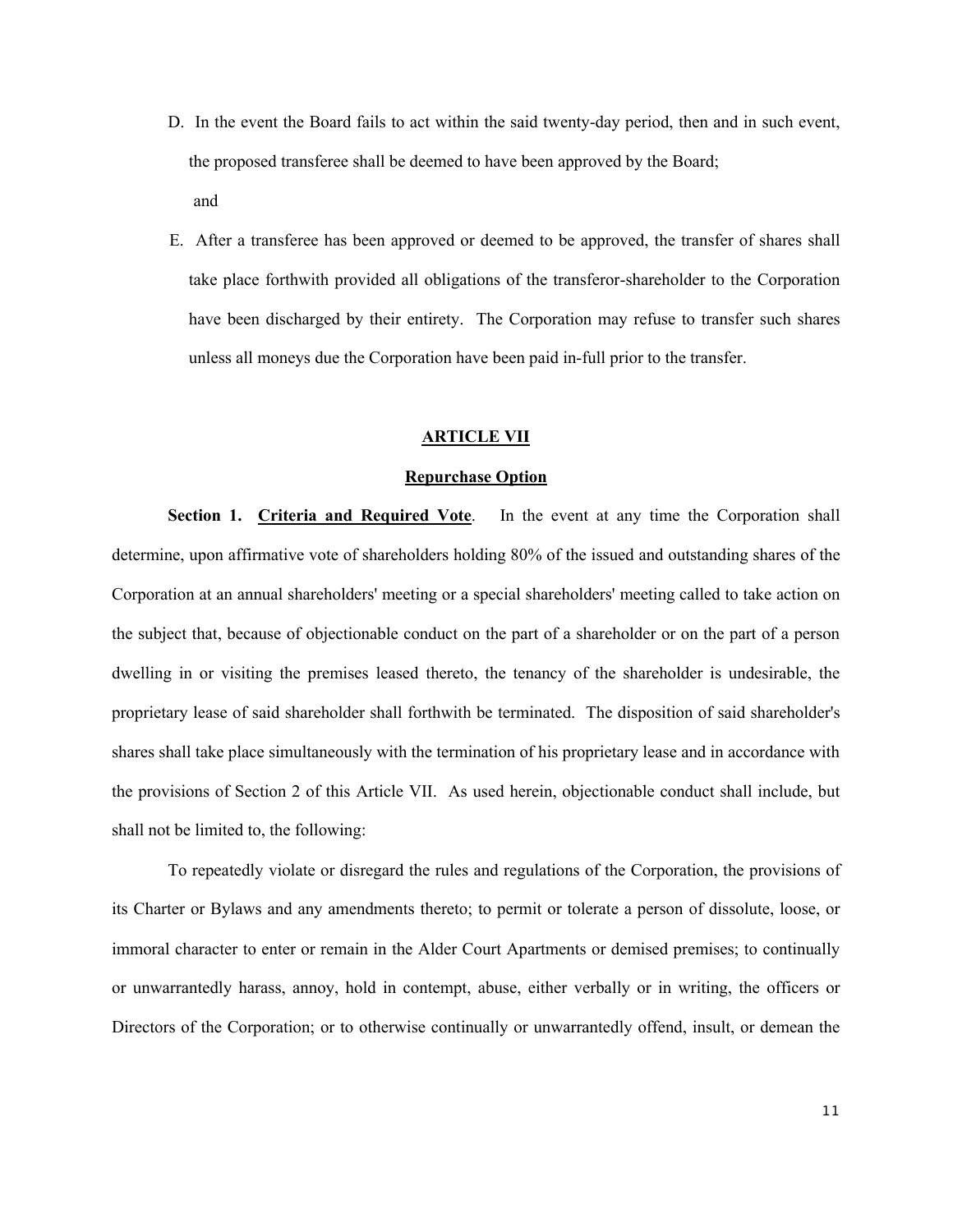D. In the event the Board fails to act within the said twenty-day period, then and in such event, the proposed transferee shall be deemed to have been approved by the Board;

and

E. After a transferee has been approved or deemed to be approved, the transfer of shares shall take place forthwith provided all obligations of the transferor-shareholder to the Corporation have been discharged by their entirety. The Corporation may refuse to transfer such shares unless all moneys due the Corporation have been paid in-full prior to the transfer.

## ARTICLE VII

### Repurchase Option

**Section 1. Criteria and Required Vote**. In the event at any time the Corporation shall determine, upon affirmative vote of shareholders holding 80% of the issued and outstanding shares of the Corporation at an annual shareholders' meeting or a special shareholders' meeting called to take action on the subject that, because of objectionable conduct on the part of a shareholder or on the part of a person dwelling in or visiting the premises leased thereto, the tenancy of the shareholder is undesirable, the proprietary lease of said shareholder shall forthwith be terminated. The disposition of said shareholder's shares shall take place simultaneously with the termination of his proprietary lease and in accordance with the provisions of Section 2 of this Article VII. As used herein, objectionable conduct shall include, but shall not be limited to, the following:

To repeatedly violate or disregard the rules and regulations of the Corporation, the provisions of its Charter or Bylaws and any amendments thereto; to permit or tolerate a person of dissolute, loose, or immoral character to enter or remain in the Alder Court Apartments or demised premises; to continually or unwarrantedly harass, annoy, hold in contempt, abuse, either verbally or in writing, the officers or Directors of the Corporation; or to otherwise continually or unwarrantedly offend, insult, or demean the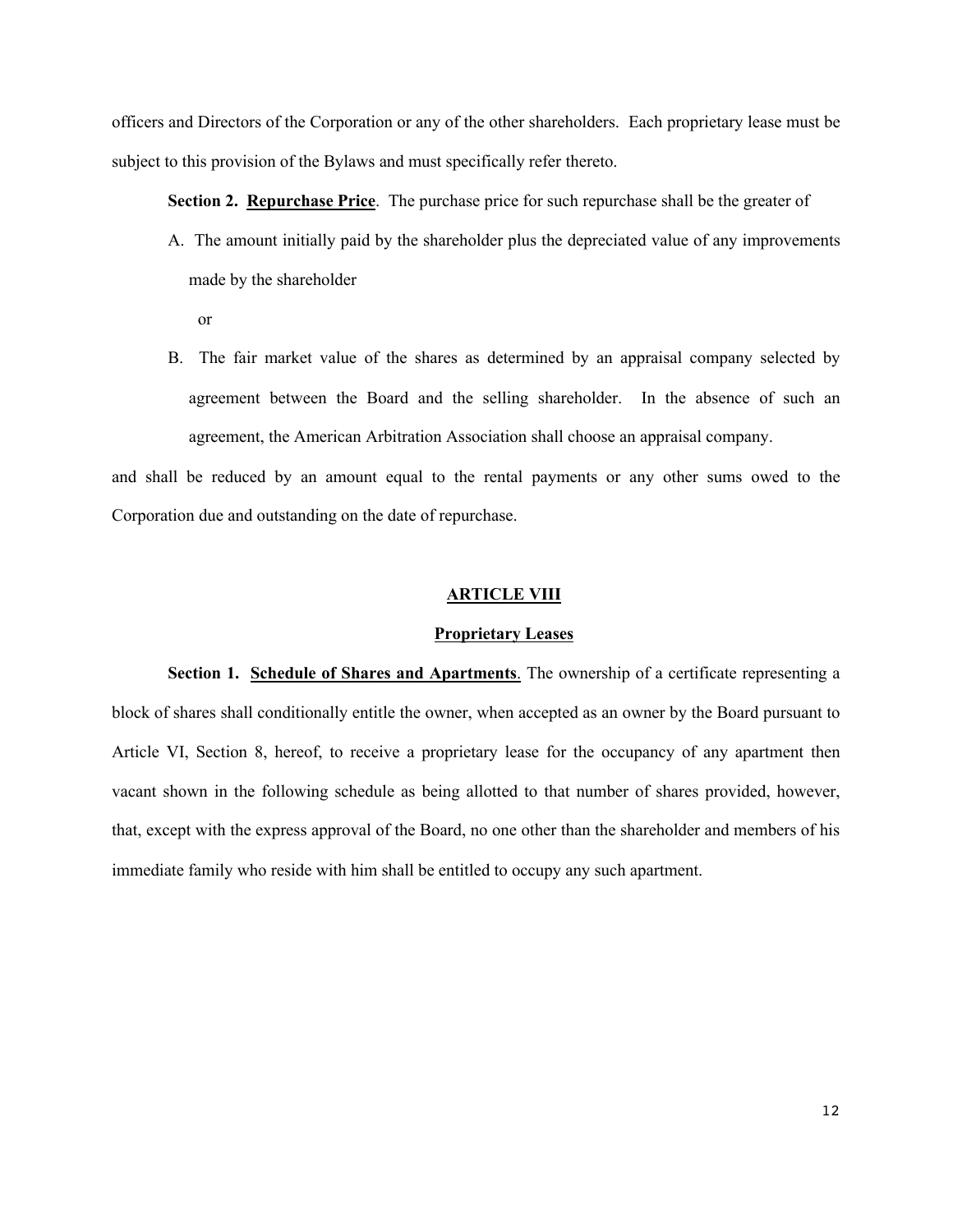officers and Directors of the Corporation or any of the other shareholders. Each proprietary lease must be subject to this provision of the Bylaws and must specifically refer thereto.

**Section 2. Repurchase Price**. The purchase price for such repurchase shall be the greater of

A. The amount initially paid by the shareholder plus the depreciated value of any improvements made by the shareholder

or

B. The fair market value of the shares as determined by an appraisal company selected by agreement between the Board and the selling shareholder. In the absence of such an agreement, the American Arbitration Association shall choose an appraisal company.

and shall be reduced by an amount equal to the rental payments or any other sums owed to the Corporation due and outstanding on the date of repurchase.

## ARTICLE VIII

## Proprietary Leases

**Section 1. Schedule of Shares and Apartments**. The ownership of a certificate representing a block of shares shall conditionally entitle the owner, when accepted as an owner by the Board pursuant to Article VI, Section 8, hereof, to receive a proprietary lease for the occupancy of any apartment then vacant shown in the following schedule as being allotted to that number of shares provided, however, that, except with the express approval of the Board, no one other than the shareholder and members of his immediate family who reside with him shall be entitled to occupy any such apartment.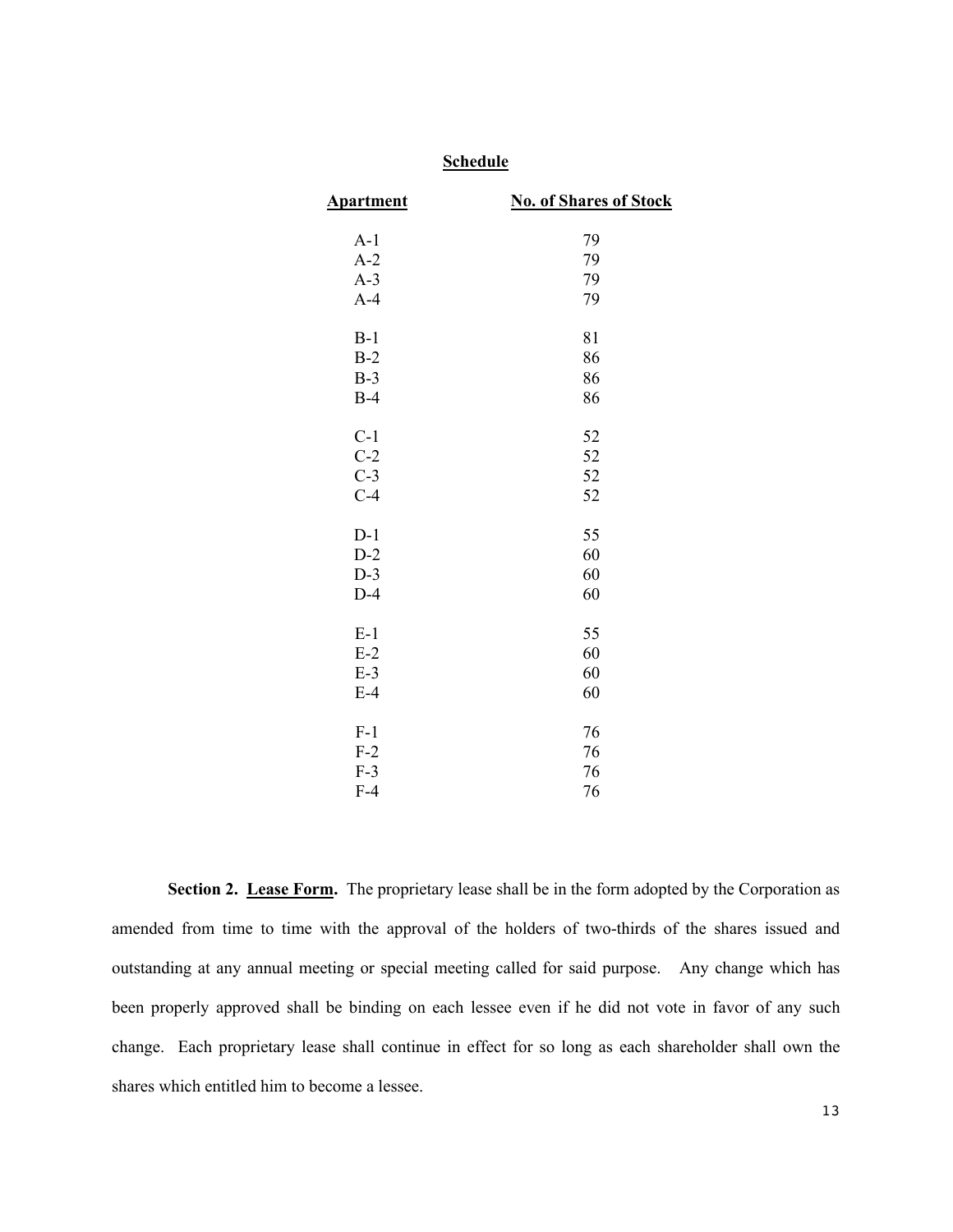**Schedule**

| Apartment | No. of Shares of Stock |
|---|---|
| A-1 | 79 |
| A-2 | 79 |
| A-3 | 79 |
| A-4 | 79 |
| B-1 | 81 |
| B-2 | 86 |
| B-3 | 86 |
| B-4 | 86 |
| C-1 | 52 |
| C-2 | 52 |
| C-3 | 52 |
| C-4 | 52 |
| D-1 | 55 |
| D-2 | 60 |
| D-3 | 60 |
| D-4 | 60 |
| E-1 | 55 |
| E-2 | 60 |
| E-3 | 60 |
| E-4 | 60 |
| F-1 | 76 |
| F-2 | 76 |
| F-3 | 76 |
| F-4 | 76 |

**Section 2. Lease Form.** The proprietary lease shall be in the form adopted by the Corporation as amended from time to time with the approval of the holders of two-thirds of the shares issued and outstanding at any annual meeting or special meeting called for said purpose. Any change which has been properly approved shall be binding on each lessee even if he did not vote in favor of any such change. Each proprietary lease shall continue in effect for so long as each shareholder shall own the shares which entitled him to become a lessee.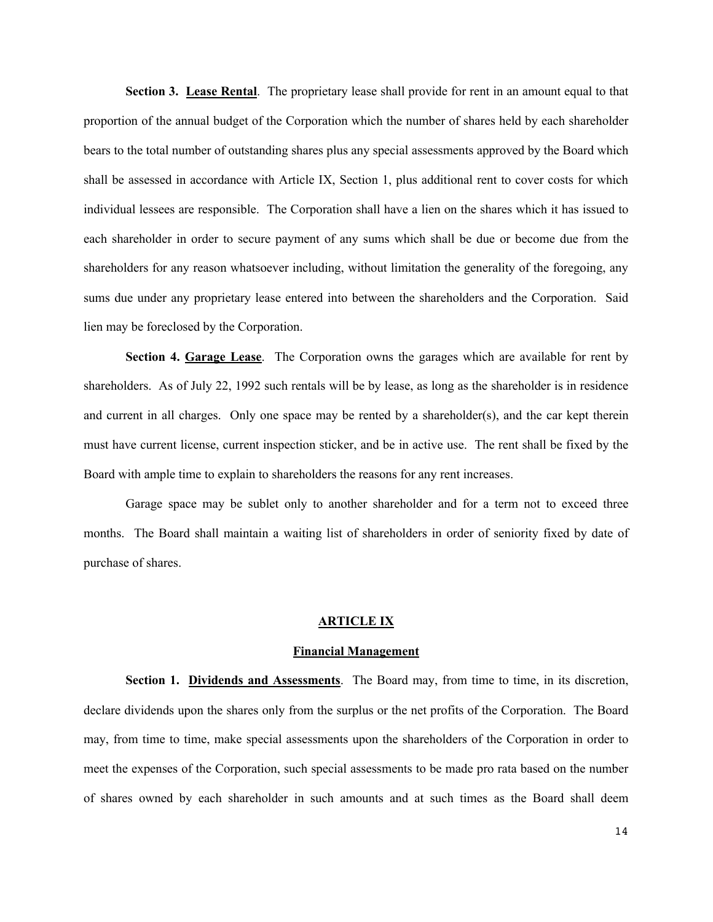**Section 3. Lease Rental**. The proprietary lease shall provide for rent in an amount equal to that proportion of the annual budget of the Corporation which the number of shares held by each shareholder bears to the total number of outstanding shares plus any special assessments approved by the Board which shall be assessed in accordance with Article IX, Section 1, plus additional rent to cover costs for which individual lessees are responsible. The Corporation shall have a lien on the shares which it has issued to each shareholder in order to secure payment of any sums which shall be due or become due from the shareholders for any reason whatsoever including, without limitation the generality of the foregoing, any sums due under any proprietary lease entered into between the shareholders and the Corporation. Said lien may be foreclosed by the Corporation.

**Section 4. Garage Lease**. The Corporation owns the garages which are available for rent by shareholders. As of July 22, 1992 such rentals will be by lease, as long as the shareholder is in residence and current in all charges. Only one space may be rented by a shareholder(s), and the car kept therein must have current license, current inspection sticker, and be in active use. The rent shall be fixed by the Board with ample time to explain to shareholders the reasons for any rent increases.

Garage space may be sublet only to another shareholder and for a term not to exceed three months. The Board shall maintain a waiting list of shareholders in order of seniority fixed by date of purchase of shares.

## ARTICLE IX

### Financial Management

**Section 1. Dividends and Assessments**. The Board may, from time to time, in its discretion, declare dividends upon the shares only from the surplus or the net profits of the Corporation. The Board may, from time to time, make special assessments upon the shareholders of the Corporation in order to meet the expenses of the Corporation, such special assessments to be made pro rata based on the number of shares owned by each shareholder in such amounts and at such times as the Board shall deem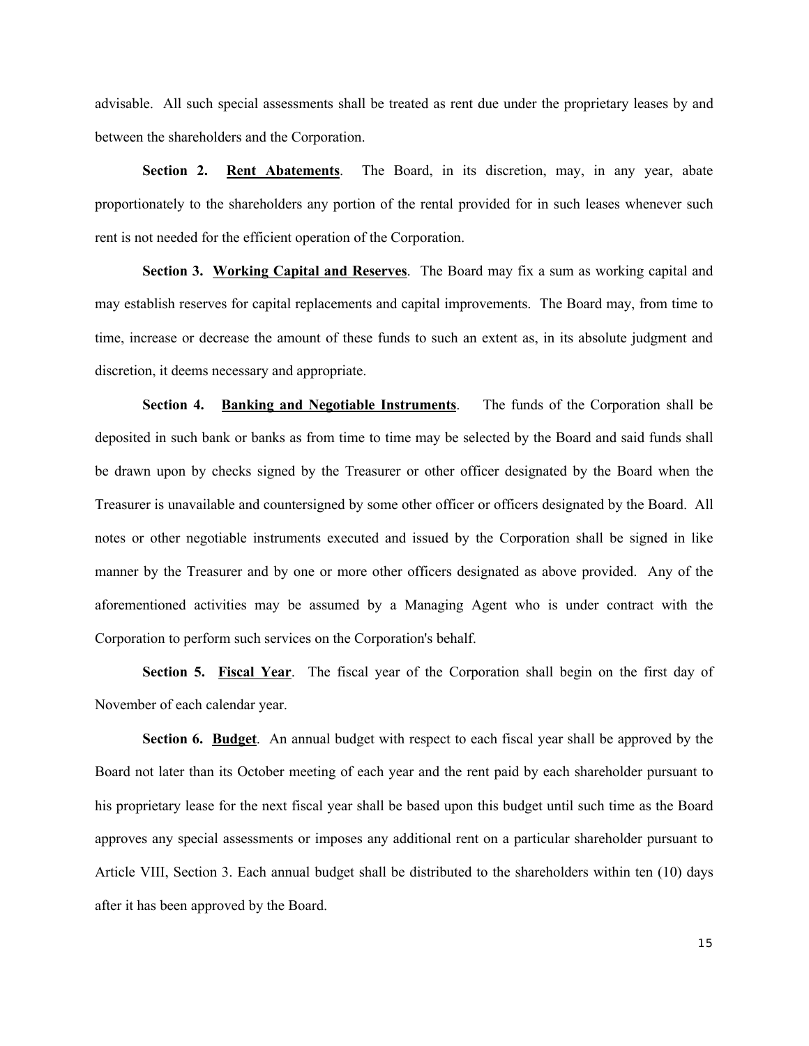advisable. All such special assessments shall be treated as rent due under the proprietary leases by and between the shareholders and the Corporation.

**Section 2. <u>Rent Abatements</u>**. The Board, in its discretion, may, in any year, abate proportionately to the shareholders any portion of the rental provided for in such leases whenever such rent is not needed for the efficient operation of the Corporation.

**Section 3. <u>Working Capital and Reserves</u>**. The Board may fix a sum as working capital and may establish reserves for capital replacements and capital improvements. The Board may, from time to time, increase or decrease the amount of these funds to such an extent as, in its absolute judgment and discretion, it deems necessary and appropriate.

**Section 4. <u>Banking and Negotiable Instruments</u>**. The funds of the Corporation shall be deposited in such bank or banks as from time to time may be selected by the Board and said funds shall be drawn upon by checks signed by the Treasurer or other officer designated by the Board when the Treasurer is unavailable and countersigned by some other officer or officers designated by the Board. All notes or other negotiable instruments executed and issued by the Corporation shall be signed in like manner by the Treasurer and by one or more other officers designated as above provided. Any of the aforementioned activities may be assumed by a Managing Agent who is under contract with the Corporation to perform such services on the Corporation's behalf.

**Section 5. <u>Fiscal Year</u>**. The fiscal year of the Corporation shall begin on the first day of November of each calendar year.

**Section 6. <u>Budget</u>**. An annual budget with respect to each fiscal year shall be approved by the Board not later than its October meeting of each year and the rent paid by each shareholder pursuant to his proprietary lease for the next fiscal year shall be based upon this budget until such time as the Board approves any special assessments or imposes any additional rent on a particular shareholder pursuant to Article VIII, Section 3. Each annual budget shall be distributed to the shareholders within ten (10) days after it has been approved by the Board.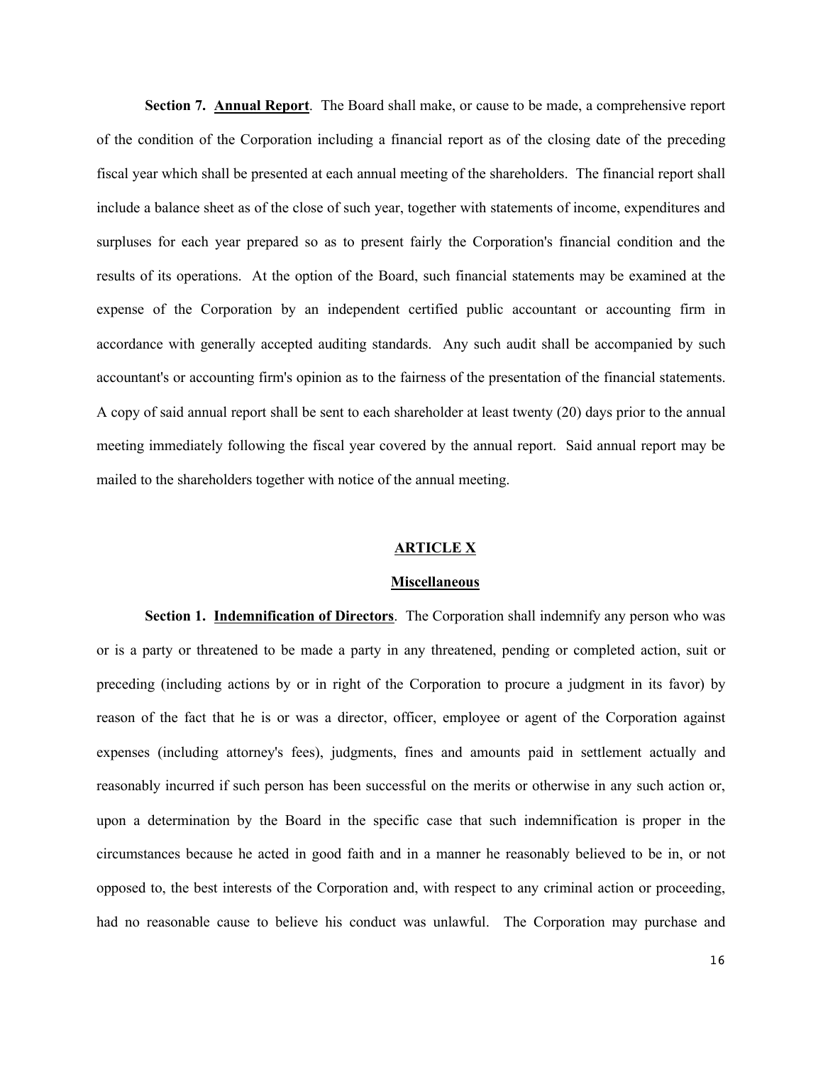**Section 7. Annual Report**. The Board shall make, or cause to be made, a comprehensive report of the condition of the Corporation including a financial report as of the closing date of the preceding fiscal year which shall be presented at each annual meeting of the shareholders. The financial report shall include a balance sheet as of the close of such year, together with statements of income, expenditures and surpluses for each year prepared so as to present fairly the Corporation's financial condition and the results of its operations. At the option of the Board, such financial statements may be examined at the expense of the Corporation by an independent certified public accountant or accounting firm in accordance with generally accepted auditing standards. Any such audit shall be accompanied by such accountant's or accounting firm's opinion as to the fairness of the presentation of the financial statements. A copy of said annual report shall be sent to each shareholder at least twenty (20) days prior to the annual meeting immediately following the fiscal year covered by the annual report. Said annual report may be mailed to the shareholders together with notice of the annual meeting.

## ARTICLE X

## Miscellaneous

**Section 1. Indemnification of Directors**. The Corporation shall indemnify any person who was or is a party or threatened to be made a party in any threatened, pending or completed action, suit or preceding (including actions by or in right of the Corporation to procure a judgment in its favor) by reason of the fact that he is or was a director, officer, employee or agent of the Corporation against expenses (including attorney's fees), judgments, fines and amounts paid in settlement actually and reasonably incurred if such person has been successful on the merits or otherwise in any such action or, upon a determination by the Board in the specific case that such indemnification is proper in the circumstances because he acted in good faith and in a manner he reasonably believed to be in, or not opposed to, the best interests of the Corporation and, with respect to any criminal action or proceeding, had no reasonable cause to believe his conduct was unlawful. The Corporation may purchase and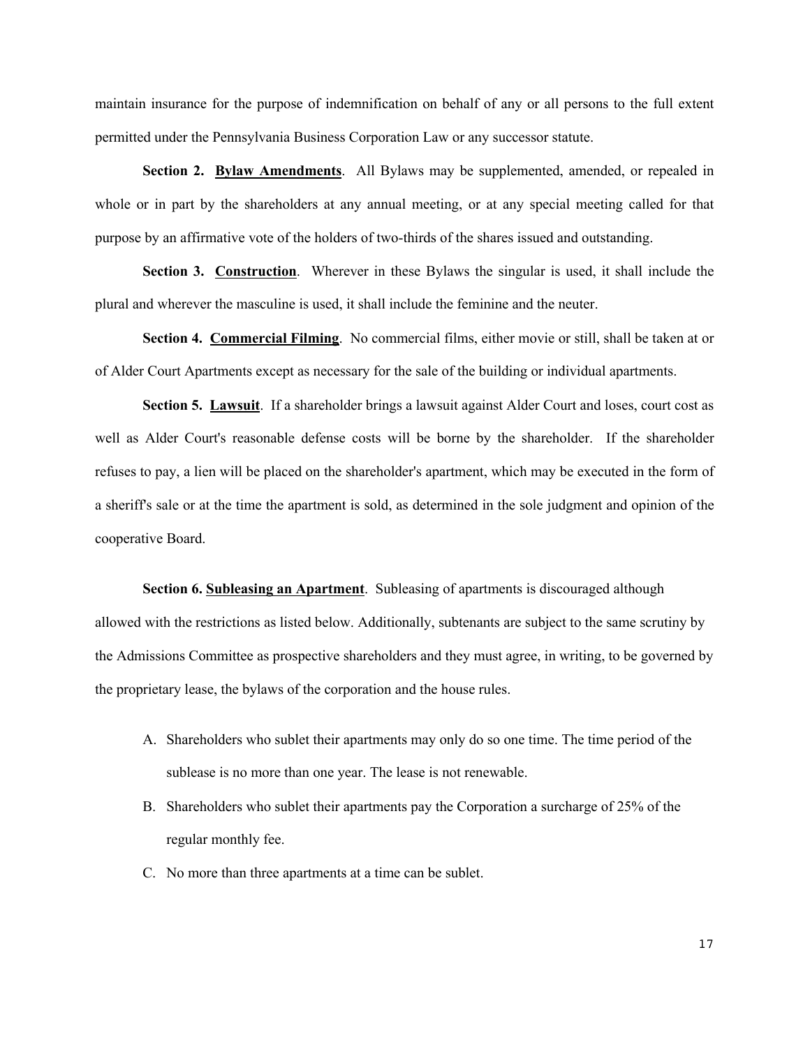maintain insurance for the purpose of indemnification on behalf of any or all persons to the full extent permitted under the Pennsylvania Business Corporation Law or any successor statute.

**Section 2. Bylaw Amendments**. All Bylaws may be supplemented, amended, or repealed in whole or in part by the shareholders at any annual meeting, or at any special meeting called for that purpose by an affirmative vote of the holders of two-thirds of the shares issued and outstanding.

**Section 3. Construction**. Wherever in these Bylaws the singular is used, it shall include the plural and wherever the masculine is used, it shall include the feminine and the neuter.

**Section 4. Commercial Filming**. No commercial films, either movie or still, shall be taken at or of Alder Court Apartments except as necessary for the sale of the building or individual apartments.

**Section 5. Lawsuit**. If a shareholder brings a lawsuit against Alder Court and loses, court cost as well as Alder Court's reasonable defense costs will be borne by the shareholder. If the shareholder refuses to pay, a lien will be placed on the shareholder's apartment, which may be executed in the form of a sheriff's sale or at the time the apartment is sold, as determined in the sole judgment and opinion of the cooperative Board.

**Section 6. Subleasing an Apartment**. Subleasing of apartments is discouraged although allowed with the restrictions as listed below. Additionally, subtenants are subject to the same scrutiny by the Admissions Committee as prospective shareholders and they must agree, in writing, to be governed by the proprietary lease, the bylaws of the corporation and the house rules.

A. Shareholders who sublet their apartments may only do so one time. The time period of the sublease is no more than one year. The lease is not renewable.

B. Shareholders who sublet their apartments pay the Corporation a surcharge of 25% of the regular monthly fee.

C. No more than three apartments at a time can be sublet.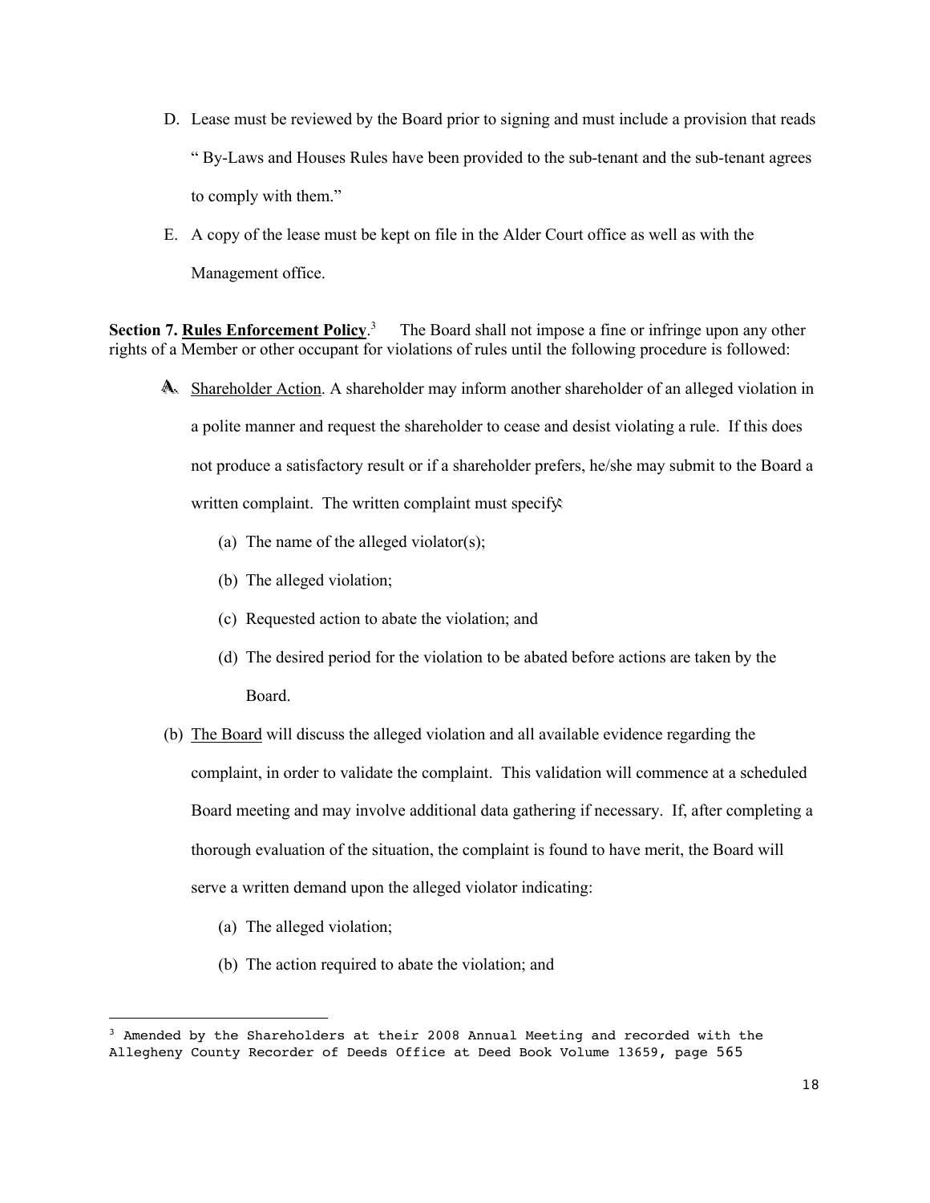D. Lease must be reviewed by the Board prior to signing and must include a provision that reads " By-Laws and Houses Rules have been provided to the sub-tenant and the sub-tenant agrees to comply with them."

E. A copy of the lease must be kept on file in the Alder Court office as well as with the Management office.

**Section 7. Rules Enforcement Policy**.[3] The Board shall not impose a fine or infringe upon any other rights of a Member or other occupant for violations of rules until the following procedure is followed:

A. Shareholder Action. A shareholder may inform another shareholder of an alleged violation in a polite manner and request the shareholder to cease and desist violating a rule. If this does not produce a satisfactory result or if a shareholder prefers, he/she may submit to the Board a written complaint. The written complaint must specify:

   (a) The name of the alleged violator(s);

   (b) The alleged violation;

   (c) Requested action to abate the violation; and

   (d) The desired period for the violation to be abated before actions are taken by the Board.

(b) The Board will discuss the alleged violation and all available evidence regarding the complaint, in order to validate the complaint. This validation will commence at a scheduled Board meeting and may involve additional data gathering if necessary. If, after completing a thorough evaluation of the situation, the complaint is found to have merit, the Board will serve a written demand upon the alleged violator indicating:

   (a) The alleged violation;

   (b) The action required to abate the violation; and

---

[3] Amended by the Shareholders at their 2008 Annual Meeting and recorded with the Allegheny County Recorder of Deeds Office at Deed Book Volume 13659, page 565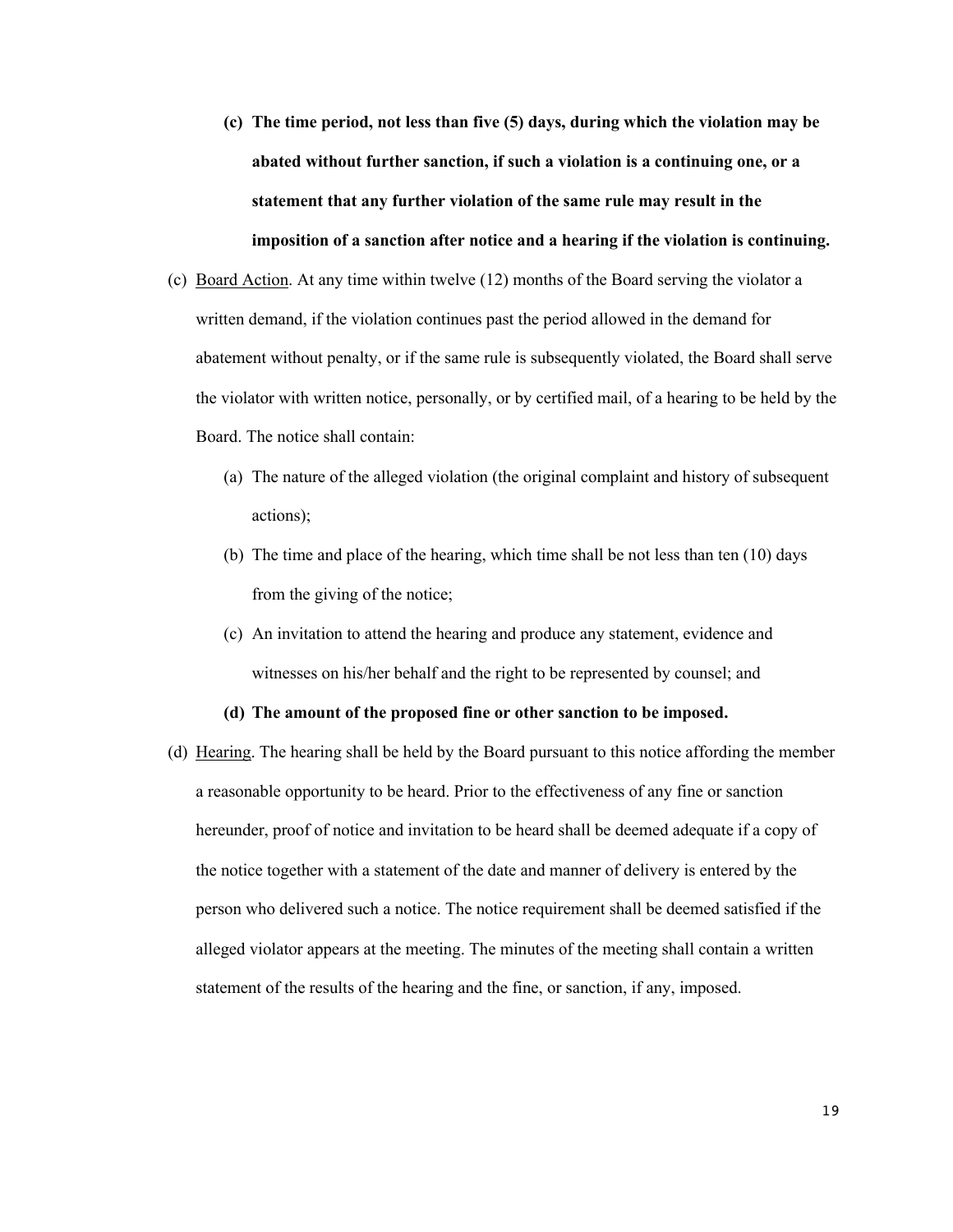(c) **The time period, not less than five (5) days, during which the violation may be abated without further sanction, if such a violation is a continuing one, or a statement that any further violation of the same rule may result in the imposition of a sanction after notice and a hearing if the violation is continuing.**

(c) Board Action. At any time within twelve (12) months of the Board serving the violator a written demand, if the violation continues past the period allowed in the demand for abatement without penalty, or if the same rule is subsequently violated, the Board shall serve the violator with written notice, personally, or by certified mail, of a hearing to be held by the Board. The notice shall contain:

   (a) The nature of the alleged violation (the original complaint and history of subsequent actions);

   (b) The time and place of the hearing, which time shall be not less than ten (10) days from the giving of the notice;

   (c) An invitation to attend the hearing and produce any statement, evidence and witnesses on his/her behalf and the right to be represented by counsel; and

   (d) **The amount of the proposed fine or other sanction to be imposed.**

(d) Hearing. The hearing shall be held by the Board pursuant to this notice affording the member a reasonable opportunity to be heard. Prior to the effectiveness of any fine or sanction hereunder, proof of notice and invitation to be heard shall be deemed adequate if a copy of the notice together with a statement of the date and manner of delivery is entered by the person who delivered such a notice. The notice requirement shall be deemed satisfied if the alleged violator appears at the meeting. The minutes of the meeting shall contain a written statement of the results of the hearing and the fine, or sanction, if any, imposed.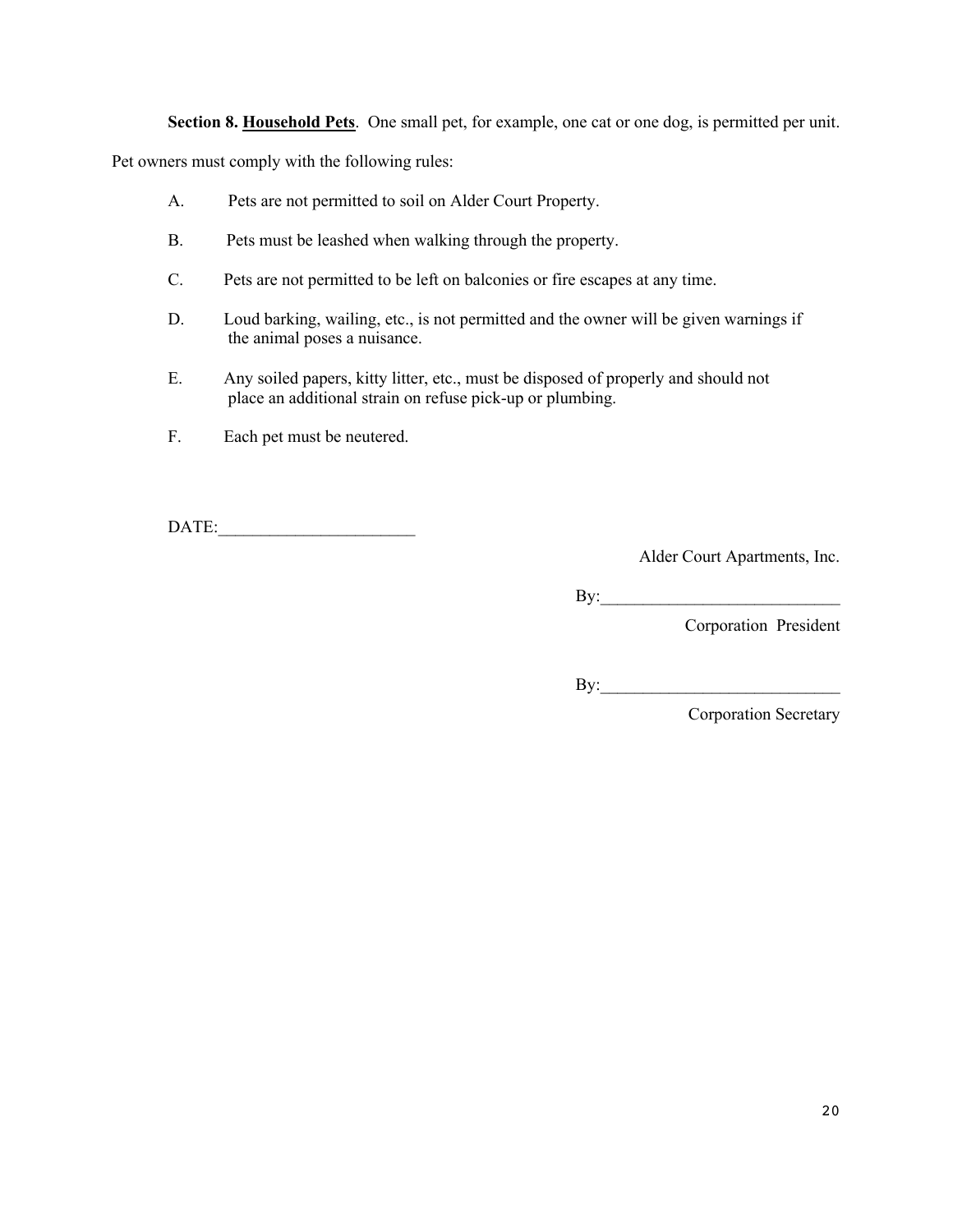**Section 8. Household Pets**. One small pet, for example, one cat or one dog, is permitted per unit. Pet owners must comply with the following rules:

A. Pets are not permitted to soil on Alder Court Property.

B. Pets must be leashed when walking through the property.

C. Pets are not permitted to be left on balconies or fire escapes at any time.

D. Loud barking, wailing, etc., is not permitted and the owner will be given warnings if the animal poses a nuisance.

E. Any soiled papers, kitty litter, etc., must be disposed of properly and should not place an additional strain on refuse pick-up or plumbing.

F. Each pet must be neutered.

DATE:______________________

Alder Court Apartments, Inc.

By:___________________________
Corporation President

By:___________________________
Corporation Secretary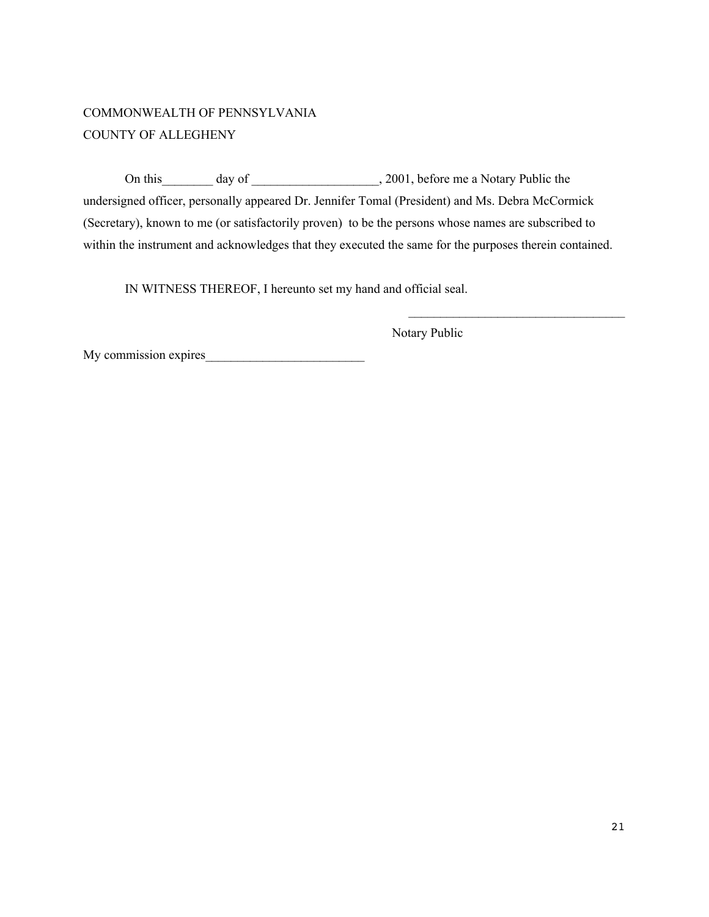COMMONWEALTH OF PENNSYLVANIA
COUNTY OF ALLEGHENY

On this________ day of ___________________, 2001, before me a Notary Public the undersigned officer, personally appeared Dr. Jennifer Tomal (President) and Ms. Debra McCormick (Secretary), known to me (or satisfactorily proven) to be the persons whose names are subscribed to within the instrument and acknowledges that they executed the same for the purposes therein contained.

IN WITNESS THEREOF, I hereunto set my hand and official seal.

__________________________________
Notary Public

My commission expires_________________________